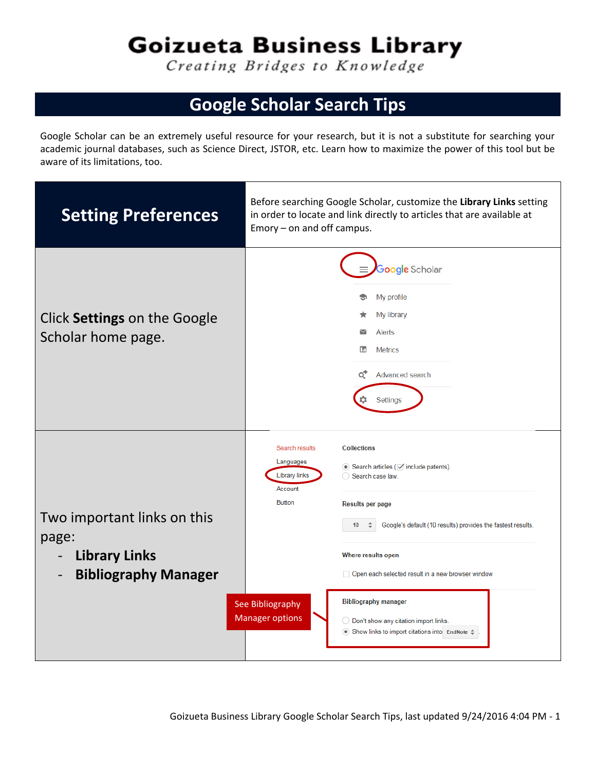# Goizueta Business Library

*Creating Bridges to Knowledge*

## Google Scholar Search Tips

Google Scholar can be an extremely useful resource for your research, but it is not a substitute for searching your academic journal databases, such as Science Direct, JSTOR, etc. Learn how to maximize the power of this tool but be aware of its limitations, too.

## Setting Preferences

Before searching Google Scholar, customize the **Library Links** setting in order to locate and link directly to articles that are available at Emory – on and off campus.

Click **Settings** on the Google Scholar home page.

Google Scholar

- My profile
- My library
- Alerts
- Metrics
- Advanced search
- Settings

Two important links on this page:

- **Library Links**
- **Bibliography Manager**

Search results
Languages
Library links
Account
Button

Collections

- Search articles (✓ include patents).
- Search case law.

Results per page

10 — Google's default (10 results) provides the fastest results.

Where results open

- Open each selected result in a new browser window

See Bibliography Manager options

Bibliography manager

- Don't show any citation import links.
- Show links to import citations into EndNote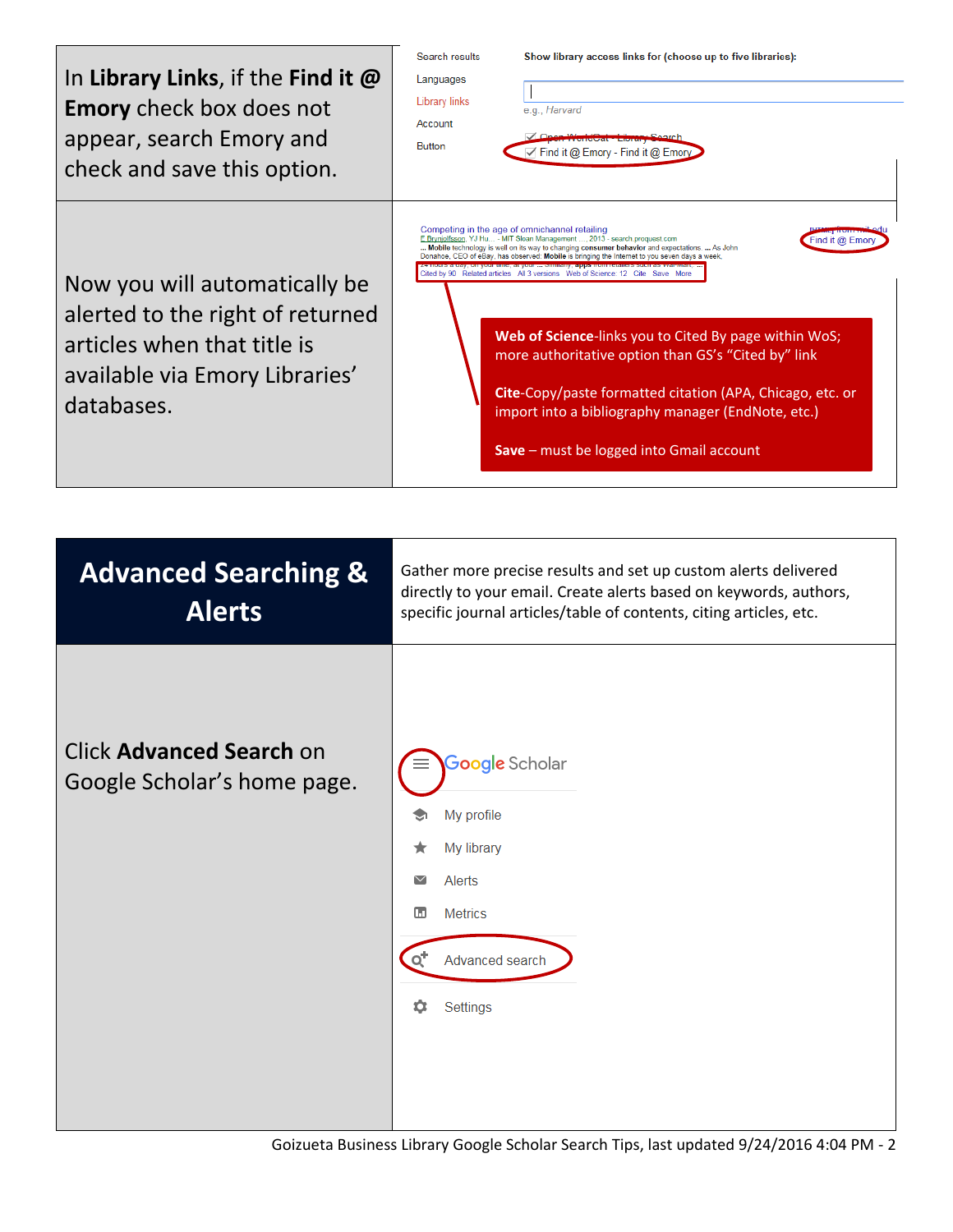In **Library Links**, if the **Find it @ Emory** check box does not appear, search Emory and check and save this option.

Now you will automatically be alerted to the right of returned articles when that title is available via Emory Libraries' databases.

**Web of Science**-links you to Cited By page within WoS; more authoritative option than GS's "Cited by" link

**Cite**-Copy/paste formatted citation (APA, Chicago, etc. or import into a bibliography manager (EndNote, etc.)

**Save** – must be logged into Gmail account

## Advanced Searching & Alerts

Gather more precise results and set up custom alerts delivered directly to your email. Create alerts based on keywords, authors, specific journal articles/table of contents, citing articles, etc.

Click **Advanced Search** on Google Scholar's home page.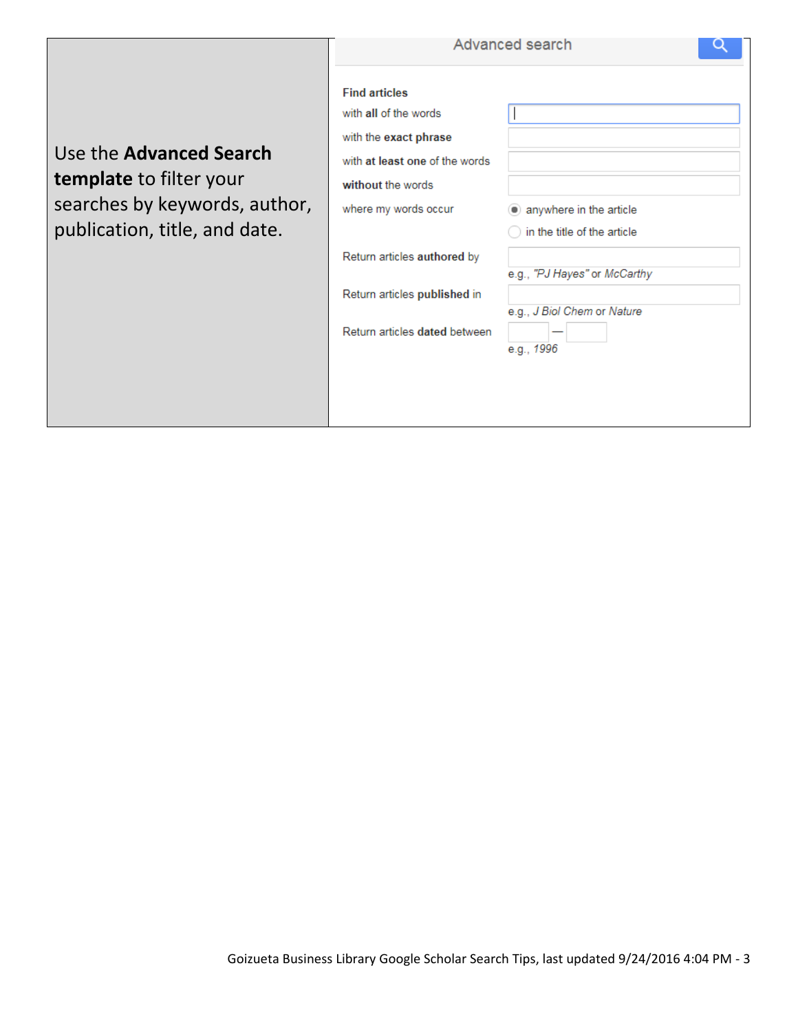| Use the **Advanced Search template** to filter your searches by keywords, author, publication, title, and date. | Advanced search<br><br>**Find articles**<br>with **all** of the words<br>with the **exact phrase**<br>with **at least one** of the words<br>**without** the words<br>where my words occur — anywhere in the article / in the title of the article<br>Return articles **authored** by — e.g., *"PJ Hayes"* or *McCarthy*<br>Return articles **published** in — e.g., *J Biol Chem* or *Nature*<br>Return articles **dated** between — e.g., *1996* |
|---|---|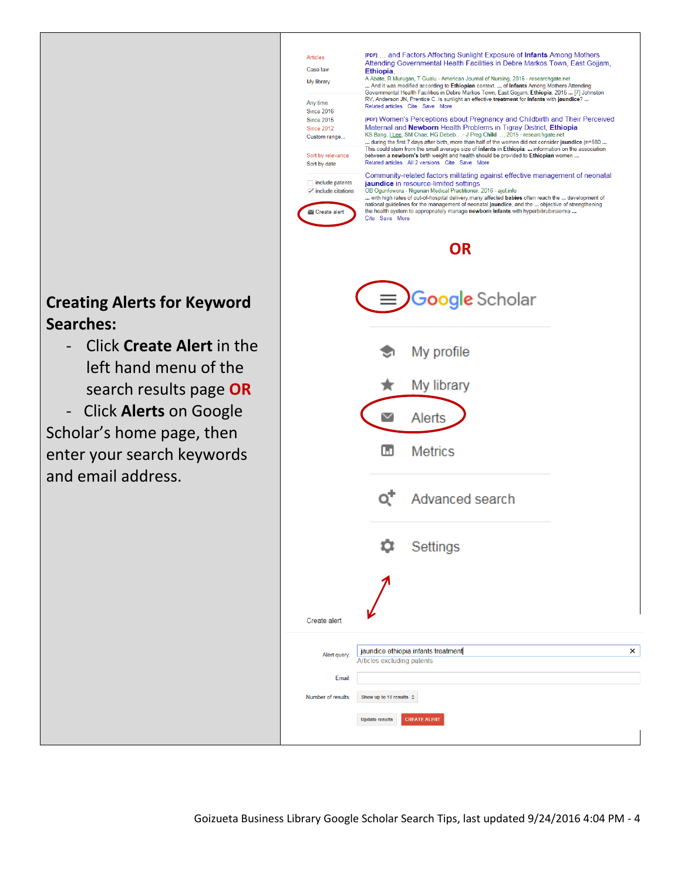**Creating Alerts for Keyword Searches:**

- Click **Create Alert** in the left hand menu of the search results page **OR**
- Click **Alerts** on Google Scholar's home page, then enter your search keywords and email address.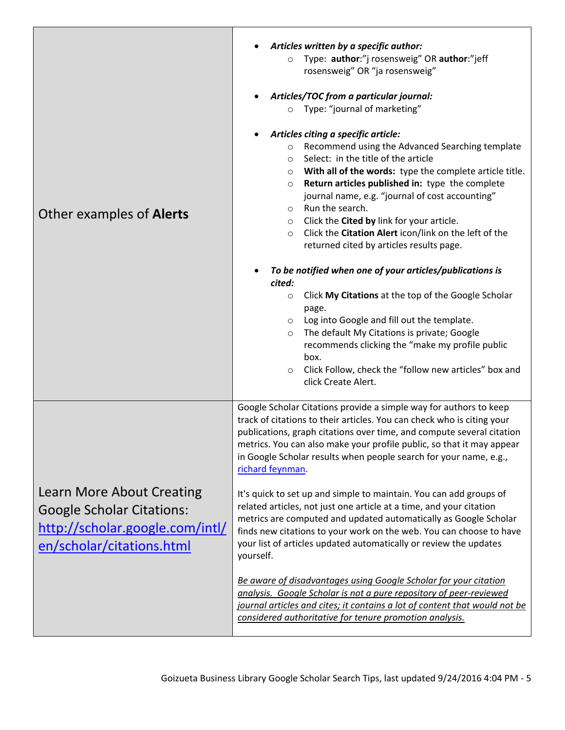| | |
|---|---|
| Other examples of **Alerts** | • ***Articles written by a specific author:***<br>  ○ Type: **author**:"j rosensweig" OR **author**:"jeff rosensweig" OR "ja rosensweig"<br><br>• ***Articles/TOC from a particular journal:***<br>  ○ Type: "journal of marketing"<br><br>• ***Articles citing a specific article:***<br>  ○ Recommend using the Advanced Searching template<br>  ○ Select: in the title of the article<br>  ○ **With all of the words:** type the complete article title.<br>  ○ **Return articles published in:** type the complete journal name, e.g. "journal of cost accounting"<br>  ○ Run the search.<br>  ○ Click the **Cited by** link for your article.<br>  ○ Click the **Citation Alert** icon/link on the left of the returned cited by articles results page.<br><br>• ***To be notified when one of your articles/publications is cited:***<br>  ○ Click **My Citations** at the top of the Google Scholar page.<br>  ○ Log into Google and fill out the template.<br>  ○ The default My Citations is private; Google recommends clicking the "make my profile public box.<br>  ○ Click Follow, check the "follow new articles" box and click Create Alert. |
| Learn More About Creating Google Scholar Citations: [http://scholar.google.com/intl/en/scholar/citations.html](http://scholar.google.com/intl/en/scholar/citations.html) | Google Scholar Citations provide a simple way for authors to keep track of citations to their articles. You can check who is citing your publications, graph citations over time, and compute several citation metrics. You can also make your profile public, so that it may appear in Google Scholar results when people search for your name, e.g., [richard feynman](richard feynman).<br><br>It's quick to set up and simple to maintain. You can add groups of related articles, not just one article at a time, and your citation metrics are computed and updated automatically as Google Scholar finds new citations to your work on the web. You can choose to have your list of articles updated automatically or review the updates yourself.<br><br>*<u>Be aware of disadvantages using Google Scholar for your citation analysis. Google Scholar is not a pure repository of peer-reviewed journal articles and cites; it contains a lot of content that would not be considered authoritative for tenure promotion analysis.</u>* |